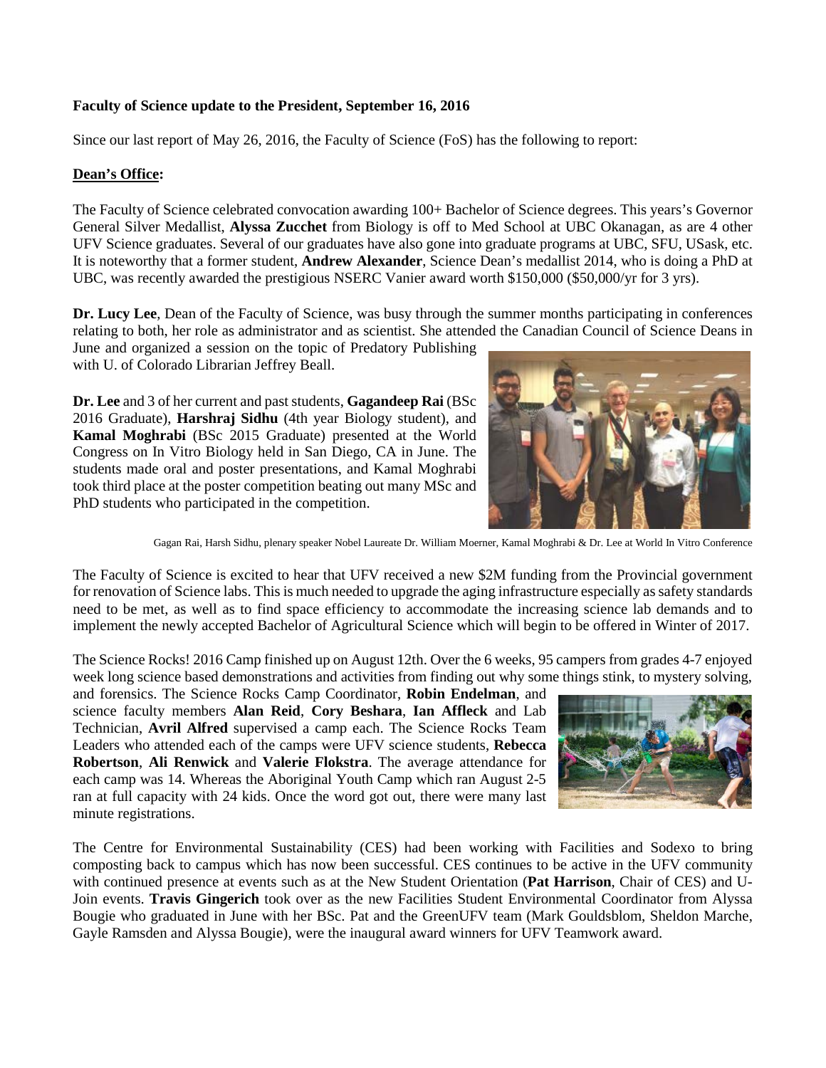**Faculty of Science update to the President, September 16, 2016**

Since our last report of May 26, 2016, the Faculty of Science (FoS) has the following to report:

**Dean's Office:**

The Faculty of Science celebrated convocation awarding 100+ Bachelor of Science degrees. This years's Governor General Silver Medallist, **Alyssa Zucchet** from Biology is off to Med School at UBC Okanagan, as are 4 other UFV Science graduates. Several of our graduates have also gone into graduate programs at UBC, SFU, USask, etc. It is noteworthy that a former student, **Andrew Alexander**, Science Dean's medallist 2014, who is doing a PhD at UBC, was recently awarded the prestigious NSERC Vanier award worth $150,000 ($50,000/yr for 3 yrs).

**Dr. Lucy Lee**, Dean of the Faculty of Science, was busy through the summer months participating in conferences relating to both, her role as administrator and as scientist. She attended the Canadian Council of Science Deans in June and organized a session on the topic of Predatory Publishing with U. of Colorado Librarian Jeffrey Beall.

**Dr. Lee** and 3 of her current and past students, **Gagandeep Rai** (BSc 2016 Graduate), **Harshraj Sidhu** (4th year Biology student), and **Kamal Moghrabi** (BSc 2015 Graduate) presented at the World Congress on In Vitro Biology held in San Diego, CA in June. The students made oral and poster presentations, and Kamal Moghrabi took third place at the poster competition beating out many MSc and PhD students who participated in the competition.

Gagan Rai, Harsh Sidhu, plenary speaker Nobel Laureate Dr. William Moerner, Kamal Moghrabi & Dr. Lee at World In Vitro Conference

The Faculty of Science is excited to hear that UFV received a new $2M funding from the Provincial government for renovation of Science labs. This is much needed to upgrade the aging infrastructure especially as safety standards need to be met, as well as to find space efficiency to accommodate the increasing science lab demands and to implement the newly accepted Bachelor of Agricultural Science which will begin to be offered in Winter of 2017.

The Science Rocks! 2016 Camp finished up on August 12th. Over the 6 weeks, 95 campers from grades 4-7 enjoyed week long science based demonstrations and activities from finding out why some things stink, to mystery solving, and forensics. The Science Rocks Camp Coordinator, **Robin Endelman**, and science faculty members **Alan Reid**, **Cory Beshara**, **Ian Affleck** and Lab Technician, **Avril Alfred** supervised a camp each. The Science Rocks Team Leaders who attended each of the camps were UFV science students, **Rebecca Robertson**, **Ali Renwick** and **Valerie Flokstra**. The average attendance for each camp was 14. Whereas the Aboriginal Youth Camp which ran August 2-5 ran at full capacity with 24 kids. Once the word got out, there were many last minute registrations.

The Centre for Environmental Sustainability (CES) had been working with Facilities and Sodexo to bring composting back to campus which has now been successful. CES continues to be active in the UFV community with continued presence at events such as at the New Student Orientation (**Pat Harrison**, Chair of CES) and U-Join events. **Travis Gingerich** took over as the new Facilities Student Environmental Coordinator from Alyssa Bougie who graduated in June with her BSc. Pat and the GreenUFV team (Mark Gouldsblom, Sheldon Marche, Gayle Ramsden and Alyssa Bougie), were the inaugural award winners for UFV Teamwork award.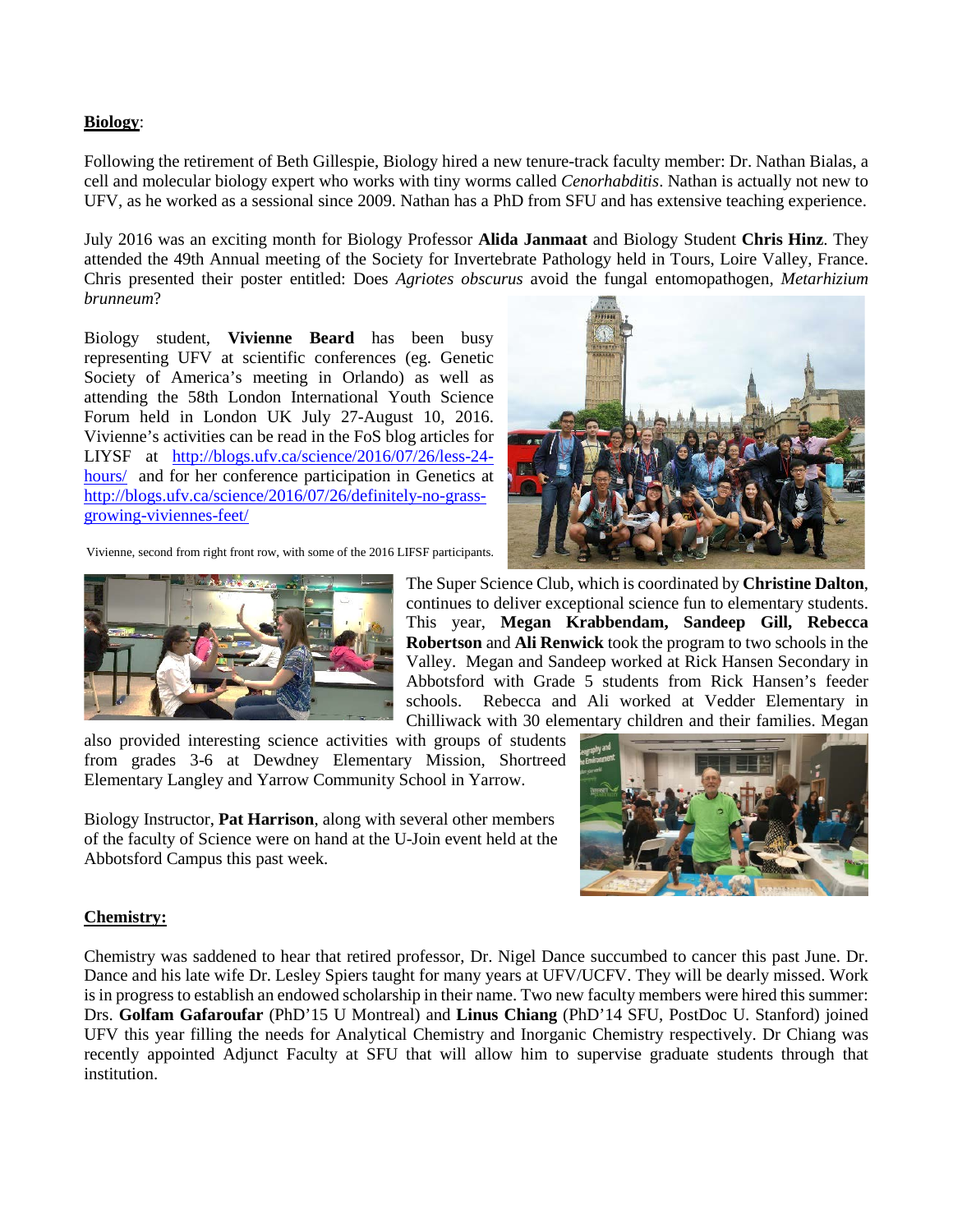**Biology**:

Following the retirement of Beth Gillespie, Biology hired a new tenure-track faculty member: Dr. Nathan Bialas, a cell and molecular biology expert who works with tiny worms called *Cenorhabditis*. Nathan is actually not new to UFV, as he worked as a sessional since 2009. Nathan has a PhD from SFU and has extensive teaching experience.

July 2016 was an exciting month for Biology Professor **Alida Janmaat** and Biology Student **Chris Hinz**. They attended the 49th Annual meeting of the Society for Invertebrate Pathology held in Tours, Loire Valley, France. Chris presented their poster entitled: Does *Agriotes obscurus* avoid the fungal entomopathogen, *Metarhizium brunneum*?

Biology student, **Vivienne Beard** has been busy representing UFV at scientific conferences (eg. Genetic Society of America's meeting in Orlando) as well as attending the 58th London International Youth Science Forum held in London UK July 27-August 10, 2016. Vivienne's activities can be read in the FoS blog articles for LIYSF at http://blogs.ufv.ca/science/2016/07/26/less-24-hours/ and for her conference participation in Genetics at http://blogs.ufv.ca/science/2016/07/26/definitely-no-grass-growing-viviennes-feet/

Vivienne, second from right front row, with some of the 2016 LIFSF participants.

The Super Science Club, which is coordinated by **Christine Dalton**, continues to deliver exceptional science fun to elementary students. This year, **Megan Krabbendam, Sandeep Gill, Rebecca Robertson** and **Ali Renwick** took the program to two schools in the Valley. Megan and Sandeep worked at Rick Hansen Secondary in Abbotsford with Grade 5 students from Rick Hansen's feeder schools. Rebecca and Ali worked at Vedder Elementary in Chilliwack with 30 elementary children and their families. Megan also provided interesting science activities with groups of students from grades 3-6 at Dewdney Elementary Mission, Shortreed Elementary Langley and Yarrow Community School in Yarrow.

Biology Instructor, **Pat Harrison**, along with several other members of the faculty of Science were on hand at the U-Join event held at the Abbotsford Campus this past week.

**Chemistry:**

Chemistry was saddened to hear that retired professor, Dr. Nigel Dance succumbed to cancer this past June. Dr. Dance and his late wife Dr. Lesley Spiers taught for many years at UFV/UCFV. They will be dearly missed. Work is in progress to establish an endowed scholarship in their name. Two new faculty members were hired this summer: Drs. **Golfam Gafaroufar** (PhD'15 U Montreal) and **Linus Chiang** (PhD'14 SFU, PostDoc U. Stanford) joined UFV this year filling the needs for Analytical Chemistry and Inorganic Chemistry respectively. Dr Chiang was recently appointed Adjunct Faculty at SFU that will allow him to supervise graduate students through that institution.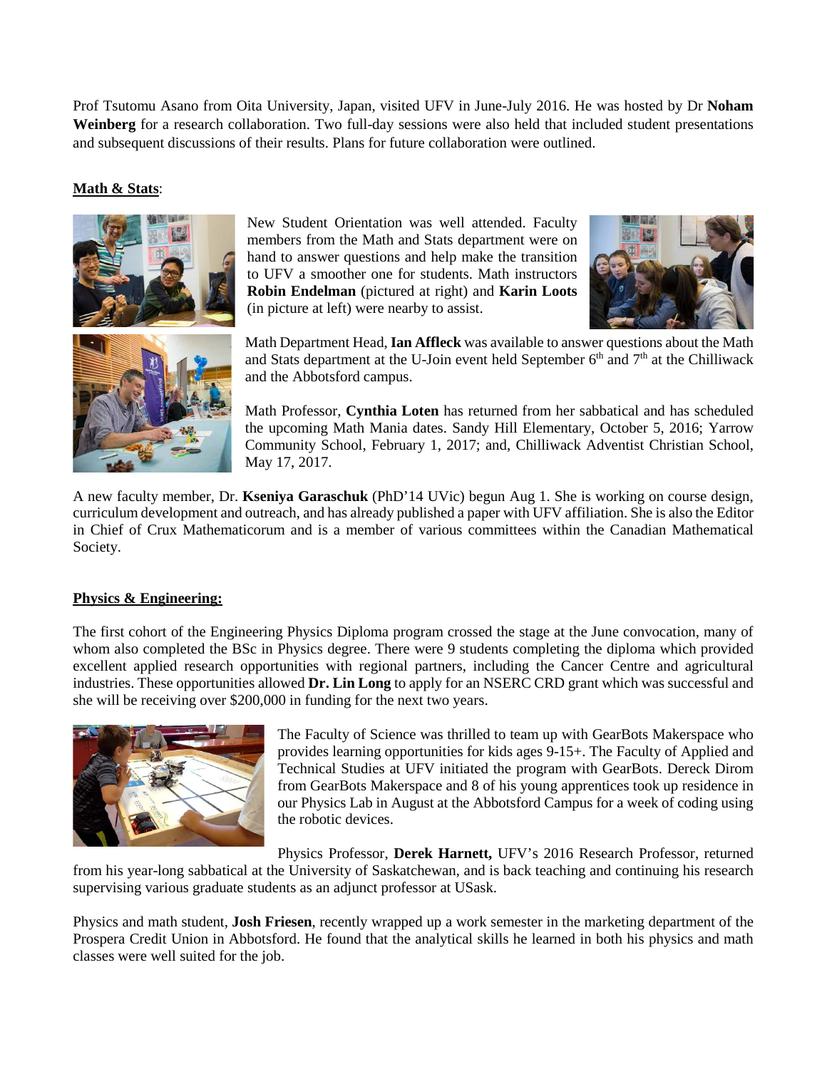Prof Tsutomu Asano from Oita University, Japan, visited UFV in June-July 2016. He was hosted by Dr **Noham Weinberg** for a research collaboration. Two full-day sessions were also held that included student presentations and subsequent discussions of their results. Plans for future collaboration were outlined.

## Math & Stats:

New Student Orientation was well attended. Faculty members from the Math and Stats department were on hand to answer questions and help make the transition to UFV a smoother one for students. Math instructors **Robin Endelman** (pictured at right) and **Karin Loots** (in picture at left) were nearby to assist.

Math Department Head, **Ian Affleck** was available to answer questions about the Math and Stats department at the U-Join event held September 6th and 7th at the Chilliwack and the Abbotsford campus.

Math Professor, **Cynthia Loten** has returned from her sabbatical and has scheduled the upcoming Math Mania dates. Sandy Hill Elementary, October 5, 2016; Yarrow Community School, February 1, 2017; and, Chilliwack Adventist Christian School, May 17, 2017.

A new faculty member, Dr. **Kseniya Garaschuk** (PhD'14 UVic) begun Aug 1. She is working on course design, curriculum development and outreach, and has already published a paper with UFV affiliation. She is also the Editor in Chief of Crux Mathematicorum and is a member of various committees within the Canadian Mathematical Society.

## Physics & Engineering:

The first cohort of the Engineering Physics Diploma program crossed the stage at the June convocation, many of whom also completed the BSc in Physics degree. There were 9 students completing the diploma which provided excellent applied research opportunities with regional partners, including the Cancer Centre and agricultural industries. These opportunities allowed **Dr. Lin Long** to apply for an NSERC CRD grant which was successful and she will be receiving over $200,000 in funding for the next two years.

The Faculty of Science was thrilled to team up with GearBots Makerspace who provides learning opportunities for kids ages 9-15+. The Faculty of Applied and Technical Studies at UFV initiated the program with GearBots. Dereck Dirom from GearBots Makerspace and 8 of his young apprentices took up residence in our Physics Lab in August at the Abbotsford Campus for a week of coding using the robotic devices.

Physics Professor, **Derek Harnett,** UFV's 2016 Research Professor, returned from his year-long sabbatical at the University of Saskatchewan, and is back teaching and continuing his research supervising various graduate students as an adjunct professor at USask.

Physics and math student, **Josh Friesen**, recently wrapped up a work semester in the marketing department of the Prospera Credit Union in Abbotsford. He found that the analytical skills he learned in both his physics and math classes were well suited for the job.